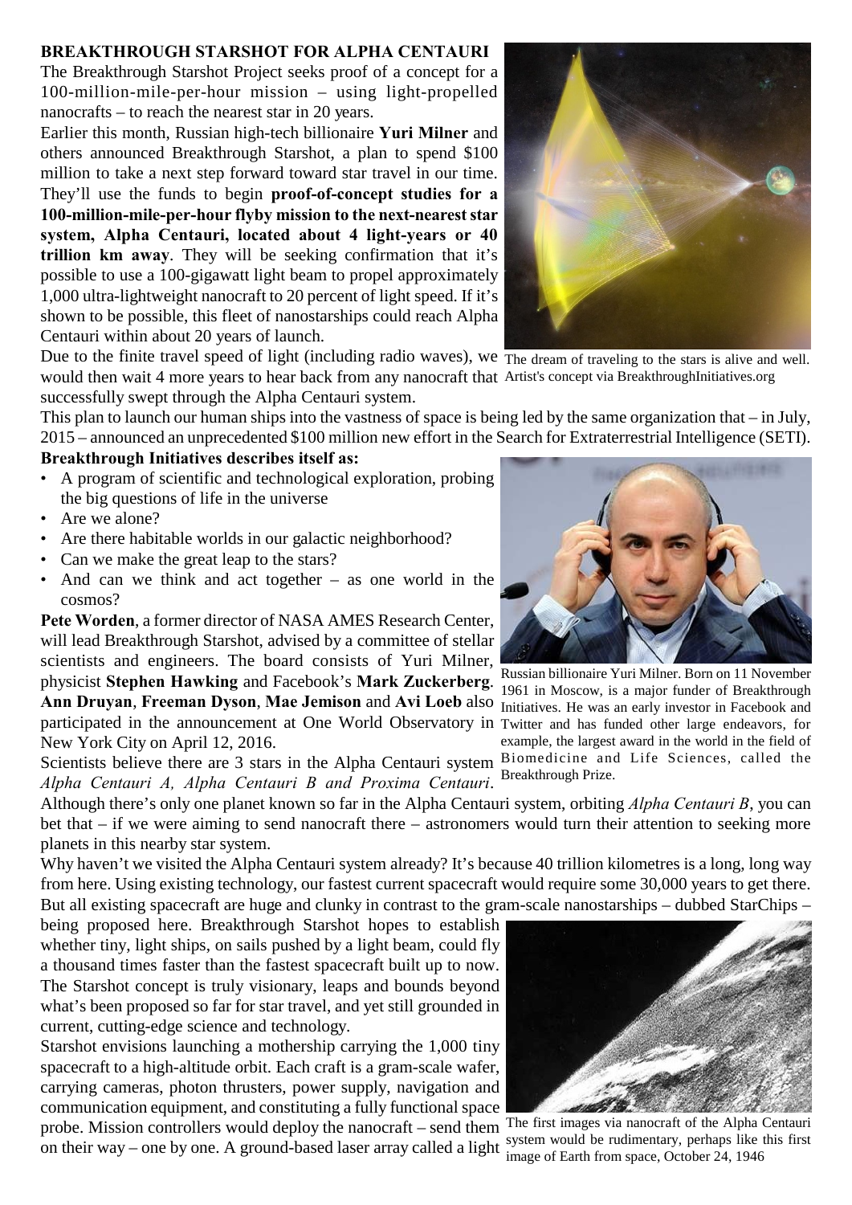**BREAKTHROUGH STARSHOT FOR ALPHA CENTAURI**

The Breakthrough Starshot Project seeks proof of a concept for a 100-million-mile-per-hour mission – using light-propelled nanocrafts – to reach the nearest star in 20 years.

Earlier this month, Russian high-tech billionaire **Yuri Milner** and others announced Breakthrough Starshot, a plan to spend $100 million to take a next step forward toward star travel in our time. They'll use the funds to begin **proof-of-concept studies for a 100-million-mile-per-hour flyby mission to the next-nearest star system, Alpha Centauri, located about 4 light-years or 40 trillion km away**. They will be seeking confirmation that it's possible to use a 100-gigawatt light beam to propel approximately 1,000 ultra-lightweight nanocraft to 20 percent of light speed. If it's shown to be possible, this fleet of nanostarships could reach Alpha Centauri within about 20 years of launch.

The dream of traveling to the stars is alive and well. Artist's concept via BreakthroughInitiatives.org

Due to the finite travel speed of light (including radio waves), we would then wait 4 more years to hear back from any nanocraft that successfully swept through the Alpha Centauri system.

This plan to launch our human ships into the vastness of space is being led by the same organization that – in July, 2015 – announced an unprecedented $100 million new effort in the Search for Extraterrestrial Intelligence (SETI).

**Breakthrough Initiatives describes itself as:**

- A program of scientific and technological exploration, probing the big questions of life in the universe
- Are we alone?
- Are there habitable worlds in our galactic neighborhood?
- Can we make the great leap to the stars?
- And can we think and act together – as one world in the cosmos?

**Pete Worden**, a former director of NASA AMES Research Center, will lead Breakthrough Starshot, advised by a committee of stellar scientists and engineers. The board consists of Yuri Milner, physicist **Stephen Hawking** and Facebook's **Mark Zuckerberg**. **Ann Druyan**, **Freeman Dyson**, **Mae Jemison** and **Avi Loeb** also participated in the announcement at One World Observatory in New York City on April 12, 2016.

Russian billionaire Yuri Milner. Born on 11 November 1961 in Moscow, is a major funder of Breakthrough Initiatives. He was an early investor in Facebook and Twitter and has funded other large endeavors, for example, the largest award in the world in the field of Biomedicine and Life Sciences, called the Breakthrough Prize.

Scientists believe there are 3 stars in the Alpha Centauri system *Alpha Centauri A, Alpha Centauri B and Proxima Centauri*.

Although there's only one planet known so far in the Alpha Centauri system, orbiting *Alpha Centauri B*, you can bet that – if we were aiming to send nanocraft there – astronomers would turn their attention to seeking more planets in this nearby star system.

Why haven't we visited the Alpha Centauri system already? It's because 40 trillion kilometres is a long, long way from here. Using existing technology, our fastest current spacecraft would require some 30,000 years to get there. But all existing spacecraft are huge and clunky in contrast to the gram-scale nanostarships – dubbed StarChips – being proposed here. Breakthrough Starshot hopes to establish whether tiny, light ships, on sails pushed by a light beam, could fly a thousand times faster than the fastest spacecraft built up to now. The Starshot concept is truly visionary, leaps and bounds beyond what's been proposed so far for star travel, and yet still grounded in current, cutting-edge science and technology.

Starshot envisions launching a mothership carrying the 1,000 tiny spacecraft to a high-altitude orbit. Each craft is a gram-scale wafer, carrying cameras, photon thrusters, power supply, navigation and communication equipment, and constituting a fully functional space probe. Mission controllers would deploy the nanocraft – send them on their way – one by one. A ground-based laser array called a light

The first images via nanocraft of the Alpha Centauri system would be rudimentary, perhaps like this first image of Earth from space, October 24, 1946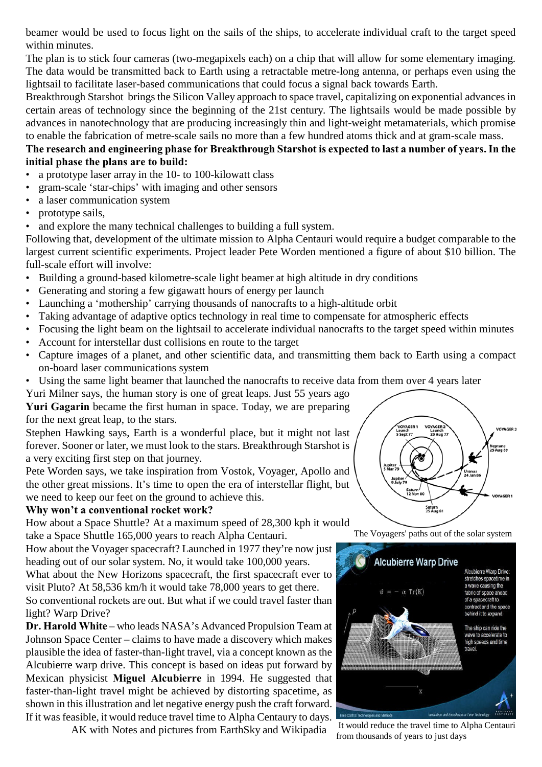beamer would be used to focus light on the sails of the ships, to accelerate individual craft to the target speed within minutes.

The plan is to stick four cameras (two-megapixels each) on a chip that will allow for some elementary imaging. The data would be transmitted back to Earth using a retractable metre-long antenna, or perhaps even using the lightsail to facilitate laser-based communications that could focus a signal back towards Earth.

Breakthrough Starshot brings the Silicon Valley approach to space travel, capitalizing on exponential advances in certain areas of technology since the beginning of the 21st century. The lightsails would be made possible by advances in nanotechnology that are producing increasingly thin and light-weight metamaterials, which promise to enable the fabrication of metre-scale sails no more than a few hundred atoms thick and at gram-scale mass.

**The research and engineering phase for Breakthrough Starshot is expected to last a number of years. In the initial phase the plans are to build:**

- a prototype laser array in the 10- to 100-kilowatt class
- gram-scale 'star-chips' with imaging and other sensors
- a laser communication system
- prototype sails,
- and explore the many technical challenges to building a full system.

Following that, development of the ultimate mission to Alpha Centauri would require a budget comparable to the largest current scientific experiments. Project leader Pete Worden mentioned a figure of about $10 billion. The full-scale effort will involve:

- Building a ground-based kilometre-scale light beamer at high altitude in dry conditions
- Generating and storing a few gigawatt hours of energy per launch
- Launching a 'mothership' carrying thousands of nanocrafts to a high-altitude orbit
- Taking advantage of adaptive optics technology in real time to compensate for atmospheric effects
- Focusing the light beam on the lightsail to accelerate individual nanocrafts to the target speed within minutes
- Account for interstellar dust collisions en route to the target
- Capture images of a planet, and other scientific data, and transmitting them back to Earth using a compact on-board laser communications system
- Using the same light beamer that launched the nanocrafts to receive data from them over 4 years later

Yuri Milner says, the human story is one of great leaps. Just 55 years ago **Yuri Gagarin** became the first human in space. Today, we are preparing for the next great leap, to the stars.

Stephen Hawking says, Earth is a wonderful place, but it might not last forever. Sooner or later, we must look to the stars. Breakthrough Starshot is a very exciting first step on that journey.

Pete Worden says, we take inspiration from Vostok, Voyager, Apollo and the other great missions. It's time to open the era of interstellar flight, but we need to keep our feet on the ground to achieve this.

VOYAGER 1 Launch 5 Sept 77
VOYAGER 2 Launch 20 Aug 77
VOYAGER 2
Neptune 25 Aug 89
Jupiter 5 Mar 79
Jupiter 9 July 79
Uranus 24 Jan 86
Saturn 12 Nov 80
Saturn 25 Aug 81
VOYAGER 1

The Voyagers' paths out of the solar system

**Why won't a conventional rocket work?**

How about a Space Shuttle? At a maximum speed of 28,300 kph it would take a Space Shuttle 165,000 years to reach Alpha Centauri.

How about the Voyager spacecraft? Launched in 1977 they're now just heading out of our solar system. No, it would take 100,000 years.

What about the New Horizons spacecraft, the first spacecraft ever to visit Pluto? At 58,536 km/h it would take 78,000 years to get there.

So conventional rockets are out. But what if we could travel faster than light? Warp Drive?

**Dr. Harold White** – who leads NASA's Advanced Propulsion Team at Johnson Space Center – claims to have made a discovery which makes plausible the idea of faster-than-light travel, via a concept known as the Alcubierre warp drive. This concept is based on ideas put forward by Mexican physicist **Miguel Alcubierre** in 1994. He suggested that faster-than-light travel might be achieved by distorting spacetime, as shown in this illustration and let negative energy push the craft forward. If it was feasible, it would reduce travel time to Alpha Centaury to days.

Alcubierre Warp Drive

$\vartheta = -\alpha \, \mathrm{Tr}(K)$

Alcubierre Warp Drive: stretches spacetime in a wave causing the fabric of space ahead of a spacecraft to contract and the space behind it to expand.

The ship can ride the wave to accelerate to high speeds and time travel.

Time Control Technologies and Methods

Innovation and Excellence in Time Technology

It would reduce the travel time to Alpha Centauri from thousands of years to just days

AK with Notes and pictures from EarthSky and Wikipadia